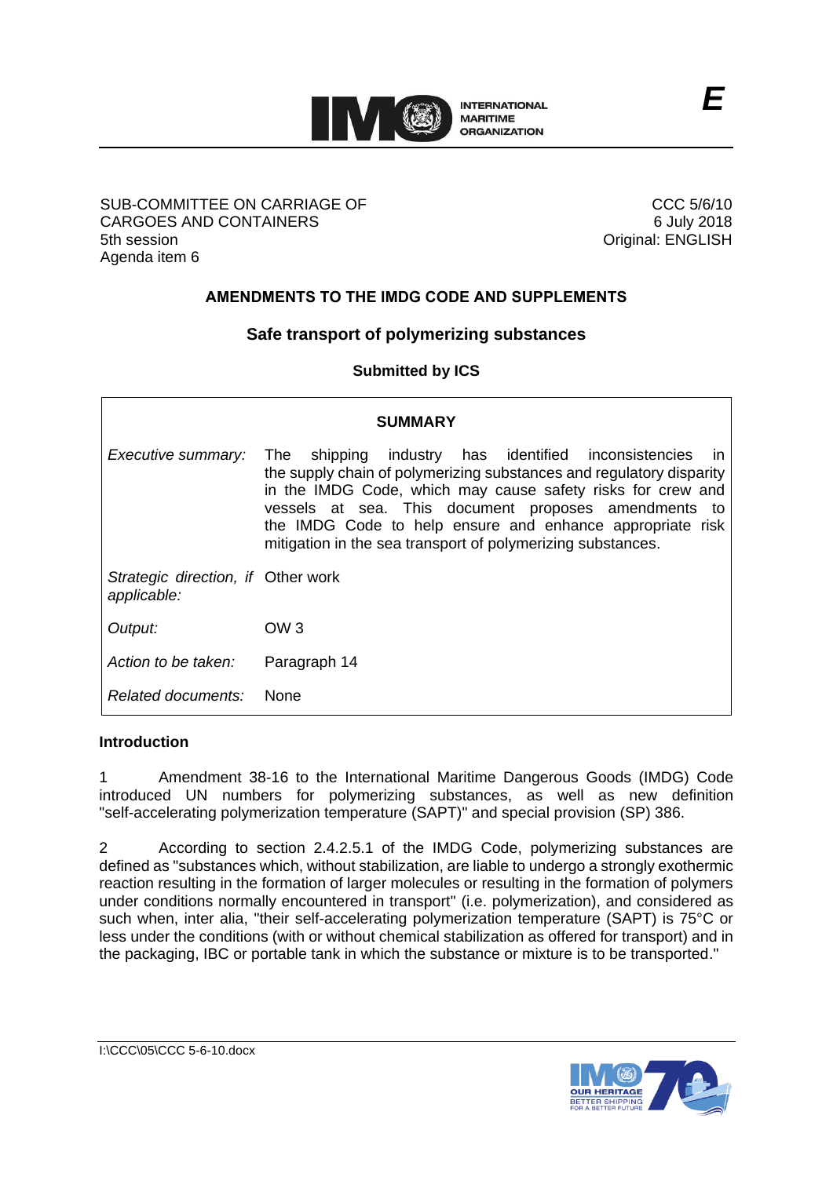**E**

SUB-COMMITTEE ON CARRIAGE OF CARGOES AND CONTAINERS
5th session
Agenda item 6

CCC 5/6/10
6 July 2018
Original: ENGLISH

## AMENDMENTS TO THE IMDG CODE AND SUPPLEMENTS

### Safe transport of polymerizing substances

**Submitted by ICS**

| **SUMMARY** | |
|---|---|
| *Executive summary:* | The shipping industry has identified inconsistencies in the supply chain of polymerizing substances and regulatory disparity in the IMDG Code, which may cause safety risks for crew and vessels at sea. This document proposes amendments to the IMDG Code to help ensure and enhance appropriate risk mitigation in the sea transport of polymerizing substances. |
| *Strategic direction, if applicable:* | Other work |
| *Output:* | OW 3 |
| *Action to be taken:* | Paragraph 14 |
| *Related documents:* | None |

**Introduction**

1 Amendment 38-16 to the International Maritime Dangerous Goods (IMDG) Code introduced UN numbers for polymerizing substances, as well as new definition "self-accelerating polymerization temperature (SAPT)" and special provision (SP) 386.

2 According to section 2.4.2.5.1 of the IMDG Code, polymerizing substances are defined as "substances which, without stabilization, are liable to undergo a strongly exothermic reaction resulting in the formation of larger molecules or resulting in the formation of polymers under conditions normally encountered in transport" (i.e. polymerization), and considered as such when, inter alia, "their self-accelerating polymerization temperature (SAPT) is 75°C or less under the conditions (with or without chemical stabilization as offered for transport) and in the packaging, IBC or portable tank in which the substance or mixture is to be transported."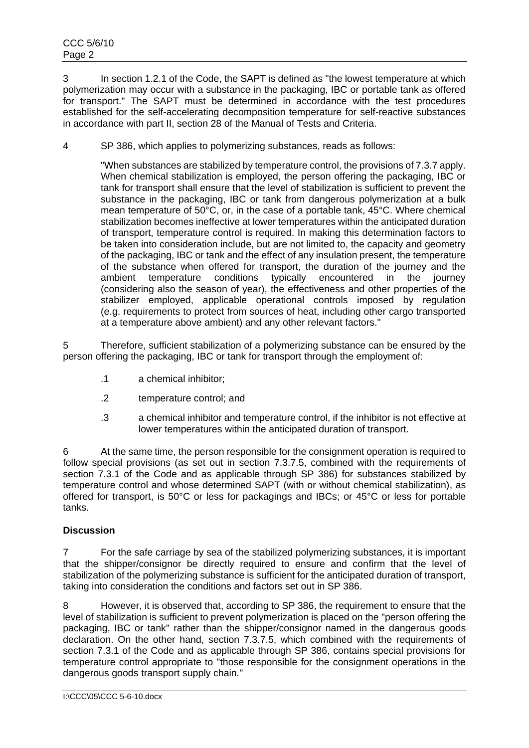3 In section 1.2.1 of the Code, the SAPT is defined as "the lowest temperature at which polymerization may occur with a substance in the packaging, IBC or portable tank as offered for transport." The SAPT must be determined in accordance with the test procedures established for the self-accelerating decomposition temperature for self-reactive substances in accordance with part II, section 28 of the Manual of Tests and Criteria.

4 SP 386, which applies to polymerizing substances, reads as follows:

> "When substances are stabilized by temperature control, the provisions of 7.3.7 apply. When chemical stabilization is employed, the person offering the packaging, IBC or tank for transport shall ensure that the level of stabilization is sufficient to prevent the substance in the packaging, IBC or tank from dangerous polymerization at a bulk mean temperature of 50°C, or, in the case of a portable tank, 45°C. Where chemical stabilization becomes ineffective at lower temperatures within the anticipated duration of transport, temperature control is required. In making this determination factors to be taken into consideration include, but are not limited to, the capacity and geometry of the packaging, IBC or tank and the effect of any insulation present, the temperature of the substance when offered for transport, the duration of the journey and the ambient temperature conditions typically encountered in the journey (considering also the season of year), the effectiveness and other properties of the stabilizer employed, applicable operational controls imposed by regulation (e.g. requirements to protect from sources of heat, including other cargo transported at a temperature above ambient) and any other relevant factors."

5 Therefore, sufficient stabilization of a polymerizing substance can be ensured by the person offering the packaging, IBC or tank for transport through the employment of:

- .1 a chemical inhibitor;
- .2 temperature control; and
- .3 a chemical inhibitor and temperature control, if the inhibitor is not effective at lower temperatures within the anticipated duration of transport.

6 At the same time, the person responsible for the consignment operation is required to follow special provisions (as set out in section 7.3.7.5, combined with the requirements of section 7.3.1 of the Code and as applicable through SP 386) for substances stabilized by temperature control and whose determined SAPT (with or without chemical stabilization), as offered for transport, is 50°C or less for packagings and IBCs; or 45°C or less for portable tanks.

**Discussion**

7 For the safe carriage by sea of the stabilized polymerizing substances, it is important that the shipper/consignor be directly required to ensure and confirm that the level of stabilization of the polymerizing substance is sufficient for the anticipated duration of transport, taking into consideration the conditions and factors set out in SP 386.

8 However, it is observed that, according to SP 386, the requirement to ensure that the level of stabilization is sufficient to prevent polymerization is placed on the "person offering the packaging, IBC or tank" rather than the shipper/consignor named in the dangerous goods declaration. On the other hand, section 7.3.7.5, which combined with the requirements of section 7.3.1 of the Code and as applicable through SP 386, contains special provisions for temperature control appropriate to "those responsible for the consignment operations in the dangerous goods transport supply chain."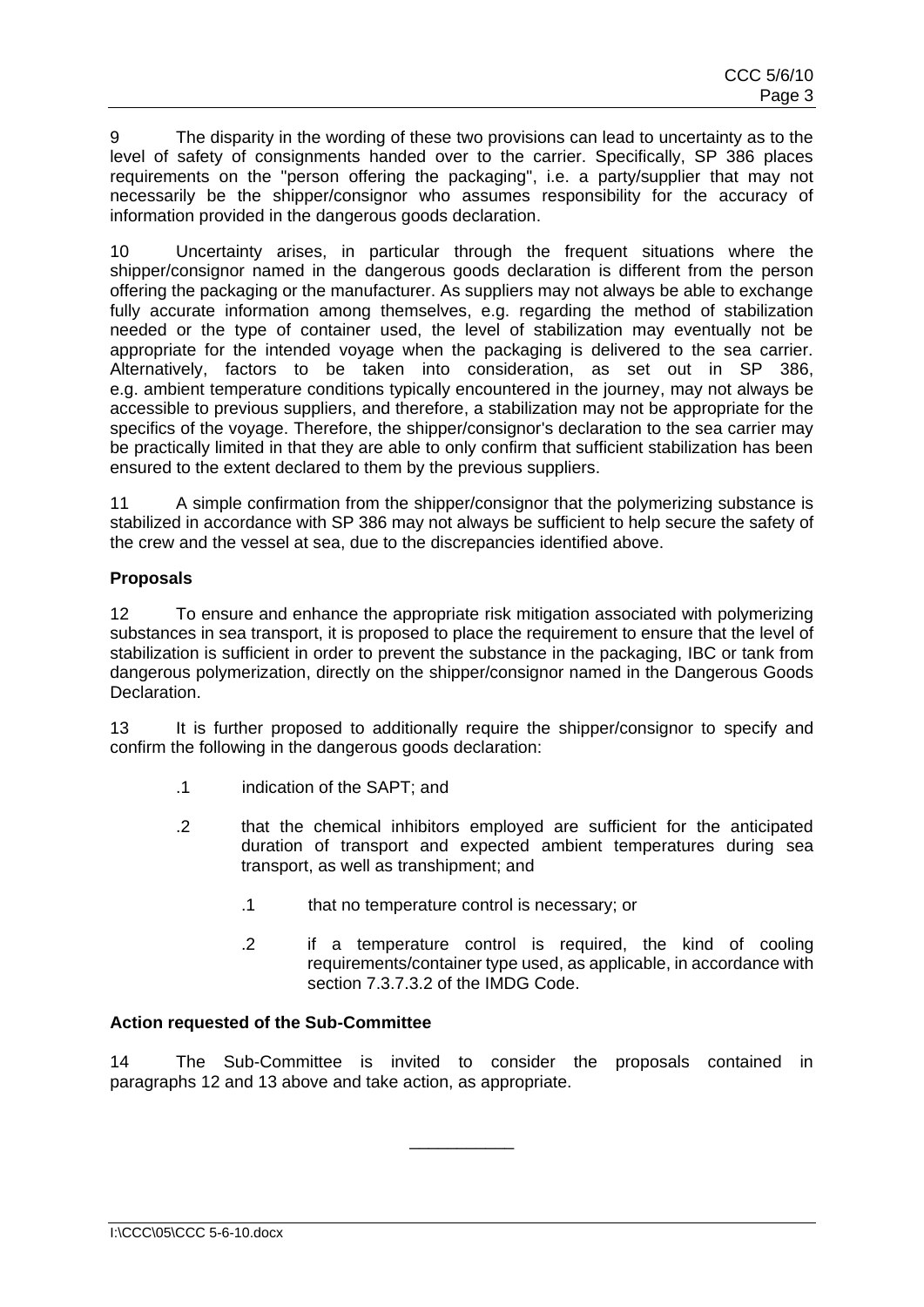9 The disparity in the wording of these two provisions can lead to uncertainty as to the level of safety of consignments handed over to the carrier. Specifically, SP 386 places requirements on the "person offering the packaging", i.e. a party/supplier that may not necessarily be the shipper/consignor who assumes responsibility for the accuracy of information provided in the dangerous goods declaration.

10 Uncertainty arises, in particular through the frequent situations where the shipper/consignor named in the dangerous goods declaration is different from the person offering the packaging or the manufacturer. As suppliers may not always be able to exchange fully accurate information among themselves, e.g. regarding the method of stabilization needed or the type of container used, the level of stabilization may eventually not be appropriate for the intended voyage when the packaging is delivered to the sea carrier. Alternatively, factors to be taken into consideration, as set out in SP 386, e.g. ambient temperature conditions typically encountered in the journey, may not always be accessible to previous suppliers, and therefore, a stabilization may not be appropriate for the specifics of the voyage. Therefore, the shipper/consignor's declaration to the sea carrier may be practically limited in that they are able to only confirm that sufficient stabilization has been ensured to the extent declared to them by the previous suppliers.

11 A simple confirmation from the shipper/consignor that the polymerizing substance is stabilized in accordance with SP 386 may not always be sufficient to help secure the safety of the crew and the vessel at sea, due to the discrepancies identified above.

**Proposals**

12 To ensure and enhance the appropriate risk mitigation associated with polymerizing substances in sea transport, it is proposed to place the requirement to ensure that the level of stabilization is sufficient in order to prevent the substance in the packaging, IBC or tank from dangerous polymerization, directly on the shipper/consignor named in the Dangerous Goods Declaration.

13 It is further proposed to additionally require the shipper/consignor to specify and confirm the following in the dangerous goods declaration:

- .1 indication of the SAPT; and
- .2 that the chemical inhibitors employed are sufficient for the anticipated duration of transport and expected ambient temperatures during sea transport, as well as transhipment; and
  - .1 that no temperature control is necessary; or
  - .2 if a temperature control is required, the kind of cooling requirements/container type used, as applicable, in accordance with section 7.3.7.3.2 of the IMDG Code.

**Action requested of the Sub-Committee**

14 The Sub-Committee is invited to consider the proposals contained in paragraphs 12 and 13 above and take action, as appropriate.

___________